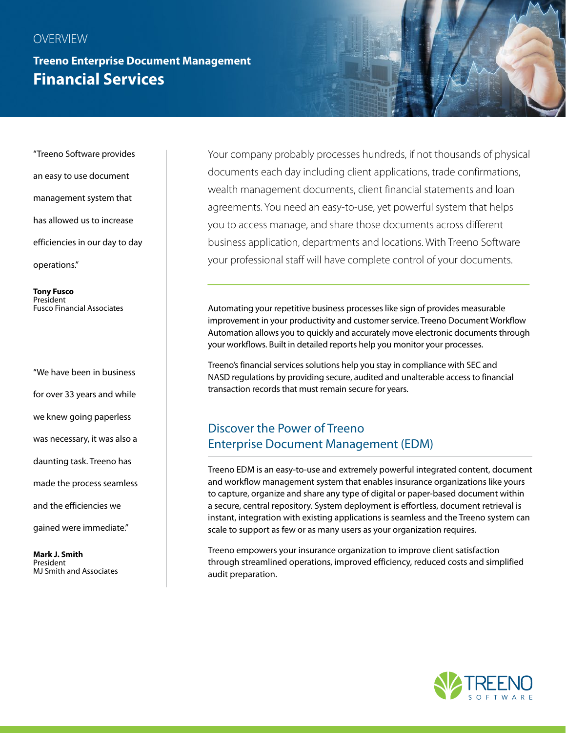OVERVIEW

# Treeno Enterprise Document Management
## Financial Services

> "Treeno Software provides an easy to use document management system that has allowed us to increase efficiencies in our day to day operations."
>
> **Tony Fusco**
> President
> Fusco Financial Associates

> "We have been in business for over 33 years and while we knew going paperless was necessary, it was also a daunting task. Treeno has made the process seamless and the efficiencies we gained were immediate."
>
> **Mark J. Smith**
> President
> MJ Smith and Associates

Your company probably processes hundreds, if not thousands of physical documents each day including client applications, trade confirmations, wealth management documents, client financial statements and loan agreements. You need an easy-to-use, yet powerful system that helps you to access manage, and share those documents across different business application, departments and locations. With Treeno Software your professional staff will have complete control of your documents.

Automating your repetitive business processes like sign of provides measurable improvement in your productivity and customer service. Treeno Document Workflow Automation allows you to quickly and accurately move electronic documents through your workflows. Built in detailed reports help you monitor your processes.

Treeno's financial services solutions help you stay in compliance with SEC and NASD regulations by providing secure, audited and unalterable access to financial transaction records that must remain secure for years.

## Discover the Power of Treeno Enterprise Document Management (EDM)

Treeno EDM is an easy-to-use and extremely powerful integrated content, document and workflow management system that enables insurance organizations like yours to capture, organize and share any type of digital or paper-based document within a secure, central repository. System deployment is effortless, document retrieval is instant, integration with existing applications is seamless and the Treeno system can scale to support as few or as many users as your organization requires.

Treeno empowers your insurance organization to improve client satisfaction through streamlined operations, improved efficiency, reduced costs and simplified audit preparation.

TREENO SOFTWARE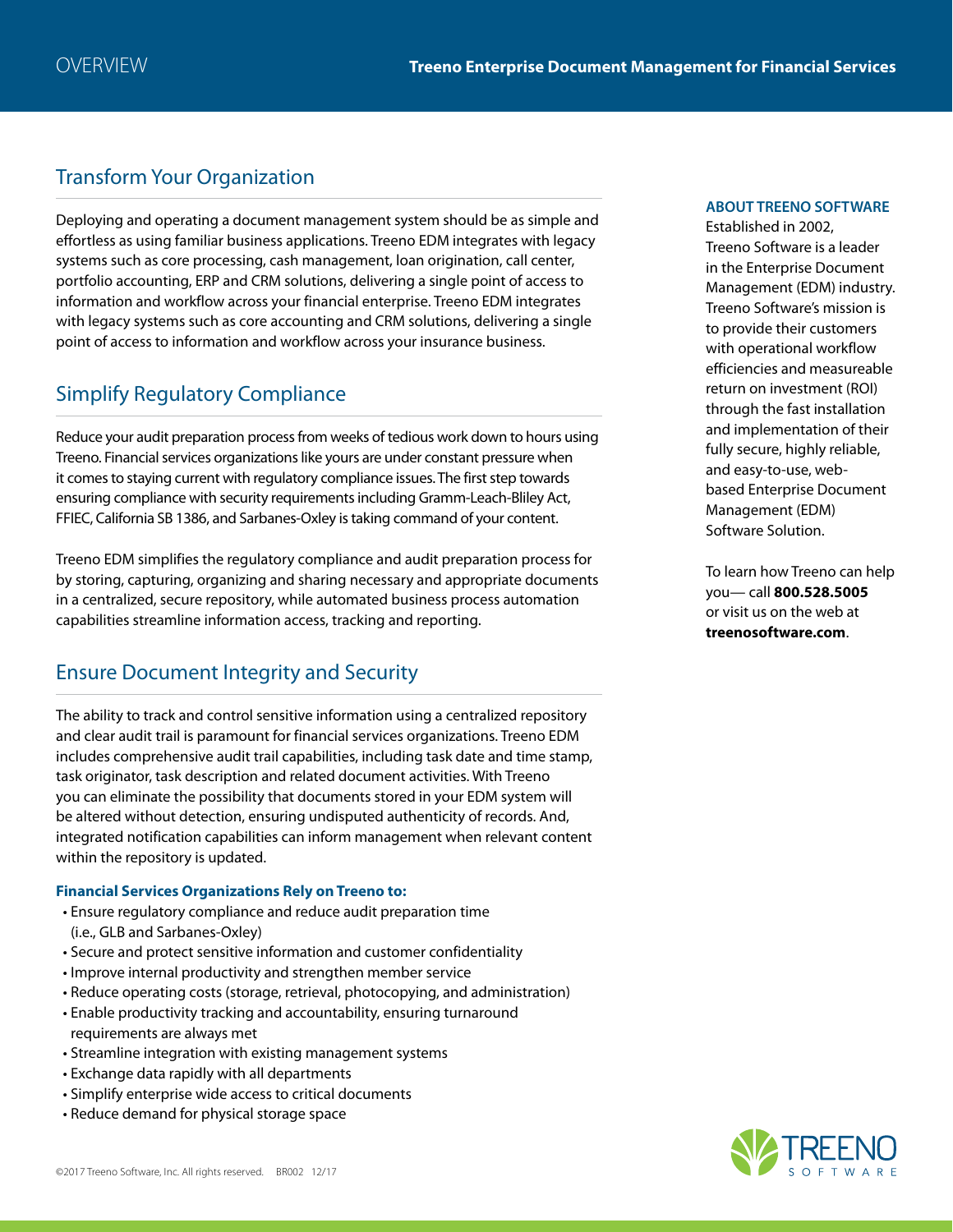OVERVIEW

**Treeno Enterprise Document Management for Financial Services**

## Transform Your Organization

Deploying and operating a document management system should be as simple and effortless as using familiar business applications. Treeno EDM integrates with legacy systems such as core processing, cash management, loan origination, call center, portfolio accounting, ERP and CRM solutions, delivering a single point of access to information and workflow across your financial enterprise. Treeno EDM integrates with legacy systems such as core accounting and CRM solutions, delivering a single point of access to information and workflow across your insurance business.

## Simplify Regulatory Compliance

Reduce your audit preparation process from weeks of tedious work down to hours using Treeno. Financial services organizations like yours are under constant pressure when it comes to staying current with regulatory compliance issues. The first step towards ensuring compliance with security requirements including Gramm-Leach-Bliley Act, FFIEC, California SB 1386, and Sarbanes-Oxley is taking command of your content.

Treeno EDM simplifies the regulatory compliance and audit preparation process for by storing, capturing, organizing and sharing necessary and appropriate documents in a centralized, secure repository, while automated business process automation capabilities streamline information access, tracking and reporting.

## Ensure Document Integrity and Security

The ability to track and control sensitive information using a centralized repository and clear audit trail is paramount for financial services organizations. Treeno EDM includes comprehensive audit trail capabilities, including task date and time stamp, task originator, task description and related document activities. With Treeno you can eliminate the possibility that documents stored in your EDM system will be altered without detection, ensuring undisputed authenticity of records. And, integrated notification capabilities can inform management when relevant content within the repository is updated.

**Financial Services Organizations Rely on Treeno to:**

- Ensure regulatory compliance and reduce audit preparation time (i.e., GLB and Sarbanes-Oxley)
- Secure and protect sensitive information and customer confidentiality
- Improve internal productivity and strengthen member service
- Reduce operating costs (storage, retrieval, photocopying, and administration)
- Enable productivity tracking and accountability, ensuring turnaround requirements are always met
- Streamline integration with existing management systems
- Exchange data rapidly with all departments
- Simplify enterprise wide access to critical documents
- Reduce demand for physical storage space

**ABOUT TREENO SOFTWARE**

Established in 2002, Treeno Software is a leader in the Enterprise Document Management (EDM) industry. Treeno Software's mission is to provide their customers with operational workflow efficiencies and measureable return on investment (ROI) through the fast installation and implementation of their fully secure, highly reliable, and easy-to-use, web-based Enterprise Document Management (EDM) Software Solution.

To learn how Treeno can help you— call **800.528.5005** or visit us on the web at **treenosoftware.com**.

TREENO SOFTWARE

©2017 Treeno Software, Inc. All rights reserved. BR002 12/17